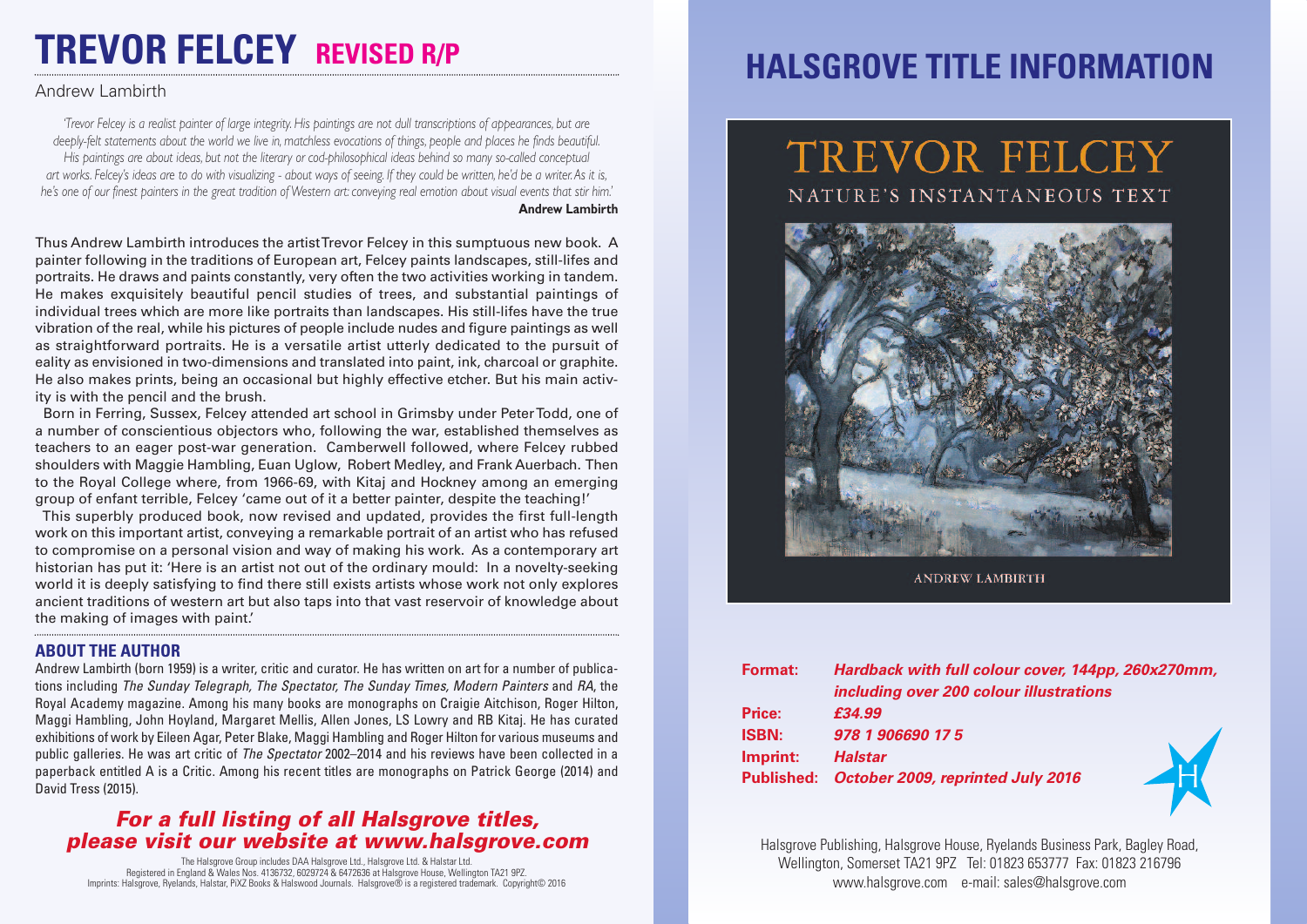# TREVOR FELCEY **REVISED R/P**

Andrew Lambirth

*'Trevor Felcey is a realist painter of large integrity. His paintings are not dull transcriptions of appearances, but are deeply-felt statements about the world we live in, matchless evocations of things, people and places he finds beautiful. His paintings are about ideas, but not the literary or cod-philosophical ideas behind so many so-called conceptual art works. Felcey's ideas are to do with visualizing - about ways of seeing. If they could be written, he'd be a writer. As it is, he's one of our finest painters in the great tradition of Western art: conveying real emotion about visual events that stir him.'*

**Andrew Lambirth**

Thus Andrew Lambirth introduces the artist Trevor Felcey in this sumptuous new book. A painter following in the traditions of European art, Felcey paints landscapes, still-lifes and portraits. He draws and paints constantly, very often the two activities working in tandem. He makes exquisitely beautiful pencil studies of trees, and substantial paintings of individual trees which are more like portraits than landscapes. His still-lifes have the true vibration of the real, while his pictures of people include nudes and figure paintings as well as straightforward portraits. He is a versatile artist utterly dedicated to the pursuit of eality as envisioned in two-dimensions and translated into paint, ink, charcoal or graphite. He also makes prints, being an occasional but highly effective etcher. But his main activity is with the pencil and the brush.

Born in Ferring, Sussex, Felcey attended art school in Grimsby under Peter Todd, one of a number of conscientious objectors who, following the war, established themselves as teachers to an eager post-war generation. Camberwell followed, where Felcey rubbed shoulders with Maggie Hambling, Euan Uglow, Robert Medley, and Frank Auerbach. Then to the Royal College where, from 1966-69, with Kitaj and Hockney among an emerging group of enfant terrible, Felcey 'came out of it a better painter, despite the teaching!'

This superbly produced book, now revised and updated, provides the first full-length work on this important artist, conveying a remarkable portrait of an artist who has refused to compromise on a personal vision and way of making his work. As a contemporary art historian has put it: 'Here is an artist not out of the ordinary mould: In a novelty-seeking world it is deeply satisfying to find there still exists artists whose work not only explores ancient traditions of western art but also taps into that vast reservoir of knowledge about the making of images with paint.'

## ABOUT THE AUTHOR

Andrew Lambirth (born 1959) is a writer, critic and curator. He has written on art for a number of publications including *The Sunday Telegraph, The Spectator, The Sunday Times, Modern Painters* and *RA*, the Royal Academy magazine. Among his many books are monographs on Craigie Aitchison, Roger Hilton, Maggi Hambling, John Hoyland, Margaret Mellis, Allen Jones, LS Lowry and RB Kitaj. He has curated exhibitions of work by Eileen Agar, Peter Blake, Maggi Hambling and Roger Hilton for various museums and public galleries. He was art critic of *The Spectator* 2002–2014 and his reviews have been collected in a paperback entitled A is a Critic. Among his recent titles are monographs on Patrick George (2014) and David Tress (2015).

***For a full listing of all Halsgrove titles, please visit our website at www.halsgrove.com***

The Halsgrove Group includes DAA Halsgrove Ltd., Halsgrove Ltd. & Halstar Ltd.
Registered in England & Wales Nos. 4136732, 6029724 & 6472636 at Halsgrove House, Wellington TA21 9PZ.
Imprints: Halsgrove, Ryelands, Halstar, PiXZ Books & Halswood Journals. Halsgrove® is a registered trademark. Copyright© 2016

# HALSGROVE TITLE INFORMATION

TREVOR FELCEY
NATURE'S INSTANTANEOUS TEXT
ANDREW LAMBIRTH

| | |
|---|---|
| **Format:** | ***Hardback with full colour cover, 144pp, 260x270mm, including over 200 colour illustrations*** |
| **Price:** | ***£34.99*** |
| **ISBN:** | ***978 1 906690 17 5*** |
| **Imprint:** | ***Halstar*** |
| **Published:** | ***October 2009, reprinted July 2016*** |

Halsgrove Publishing, Halsgrove House, Ryelands Business Park, Bagley Road, Wellington, Somerset TA21 9PZ Tel: 01823 653777 Fax: 01823 216796
www.halsgrove.com e-mail: sales@halsgrove.com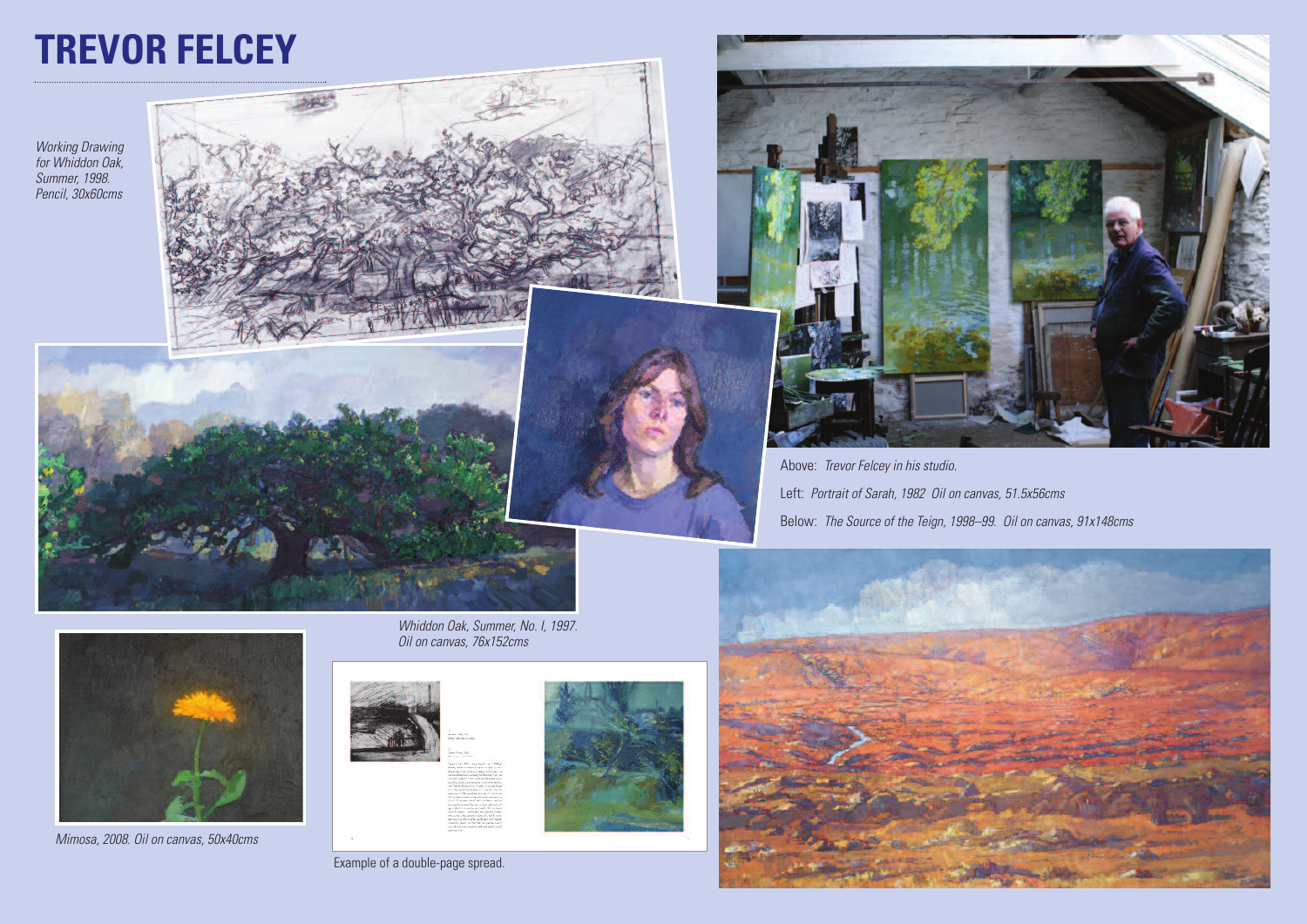# TREVOR FELCEY

*Working Drawing for Whiddon Oak, Summer, 1998. Pencil, 30x60cms*

Above: *Trevor Felcey in his studio.*

Left: *Portrait of Sarah, 1982 Oil on canvas, 51.5x56cms*

Below: *The Source of the Teign, 1998–99. Oil on canvas, 91x148cms*

*Whiddon Oak, Summer, No. I, 1997. Oil on canvas, 76x152cms*

*Mimosa, 2008. Oil on canvas, 50x40cms*

Example of a double-page spread.